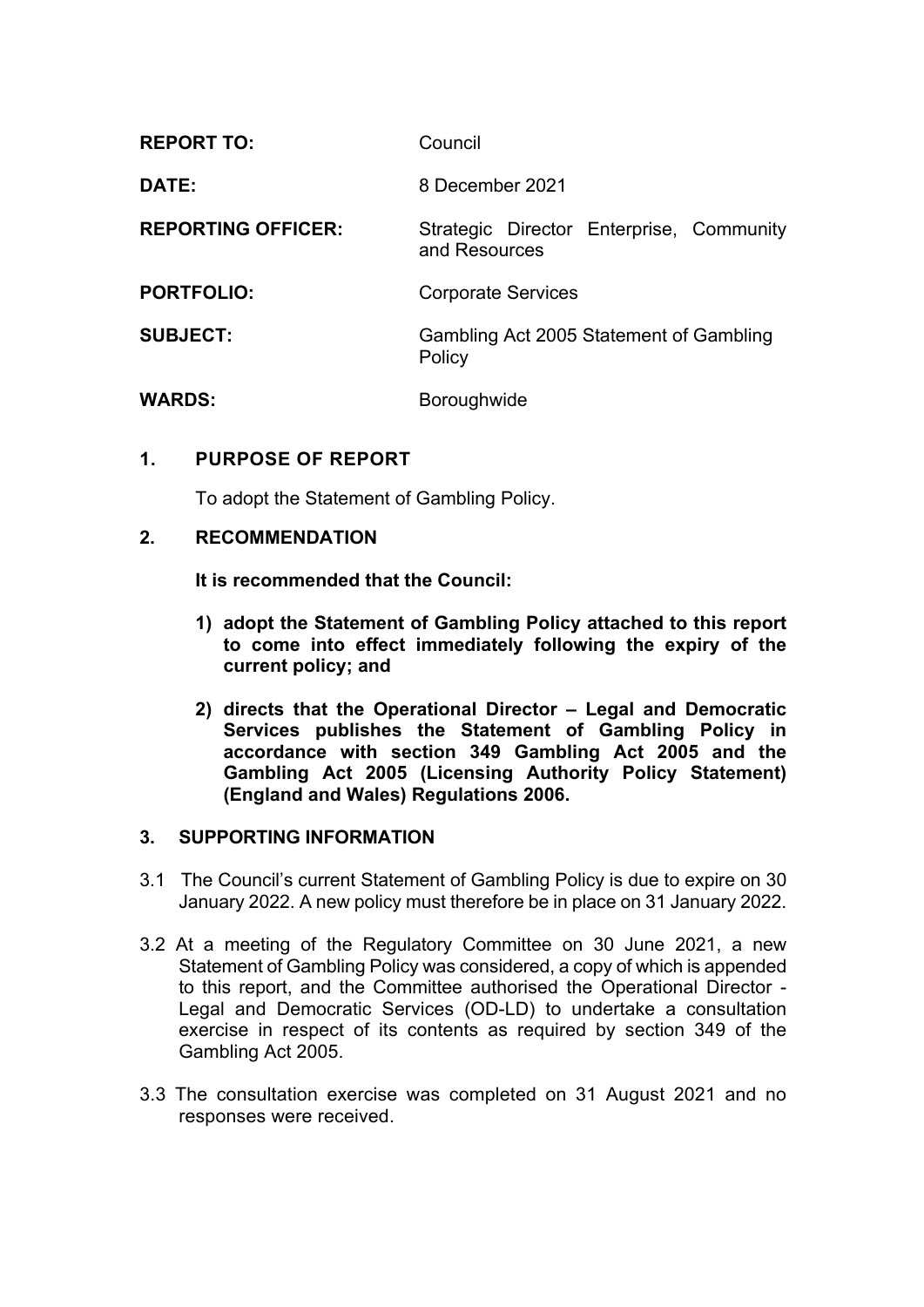| | |
|---|---|
| **REPORT TO:** | Council |
| **DATE:** | 8 December 2021 |
| **REPORTING OFFICER:** | Strategic Director Enterprise, Community and Resources |
| **PORTFOLIO:** | Corporate Services |
| **SUBJECT:** | Gambling Act 2005 Statement of Gambling Policy |
| **WARDS:** | Boroughwide |

## 1. PURPOSE OF REPORT

To adopt the Statement of Gambling Policy.

## 2. RECOMMENDATION

**It is recommended that the Council:**

1) **adopt the Statement of Gambling Policy attached to this report to come into effect immediately following the expiry of the current policy; and**

2) **directs that the Operational Director – Legal and Democratic Services publishes the Statement of Gambling Policy in accordance with section 349 Gambling Act 2005 and the Gambling Act 2005 (Licensing Authority Policy Statement) (England and Wales) Regulations 2006.**

## 3. SUPPORTING INFORMATION

3.1 The Council's current Statement of Gambling Policy is due to expire on 30 January 2022. A new policy must therefore be in place on 31 January 2022.

3.2 At a meeting of the Regulatory Committee on 30 June 2021, a new Statement of Gambling Policy was considered, a copy of which is appended to this report, and the Committee authorised the Operational Director - Legal and Democratic Services (OD-LD) to undertake a consultation exercise in respect of its contents as required by section 349 of the Gambling Act 2005.

3.3 The consultation exercise was completed on 31 August 2021 and no responses were received.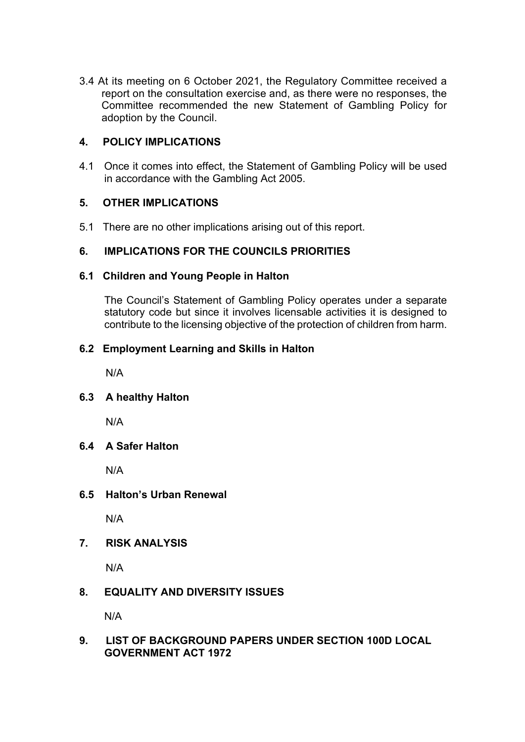3.4 At its meeting on 6 October 2021, the Regulatory Committee received a report on the consultation exercise and, as there were no responses, the Committee recommended the new Statement of Gambling Policy for adoption by the Council.

## 4. POLICY IMPLICATIONS

4.1 Once it comes into effect, the Statement of Gambling Policy will be used in accordance with the Gambling Act 2005.

## 5. OTHER IMPLICATIONS

5.1 There are no other implications arising out of this report.

## 6. IMPLICATIONS FOR THE COUNCILS PRIORITIES

### 6.1 Children and Young People in Halton

The Council's Statement of Gambling Policy operates under a separate statutory code but since it involves licensable activities it is designed to contribute to the licensing objective of the protection of children from harm.

### 6.2 Employment Learning and Skills in Halton

N/A

### 6.3 A healthy Halton

N/A

### 6.4 A Safer Halton

N/A

### 6.5 Halton's Urban Renewal

N/A

## 7. RISK ANALYSIS

N/A

## 8. EQUALITY AND DIVERSITY ISSUES

N/A

## 9. LIST OF BACKGROUND PAPERS UNDER SECTION 100D LOCAL GOVERNMENT ACT 1972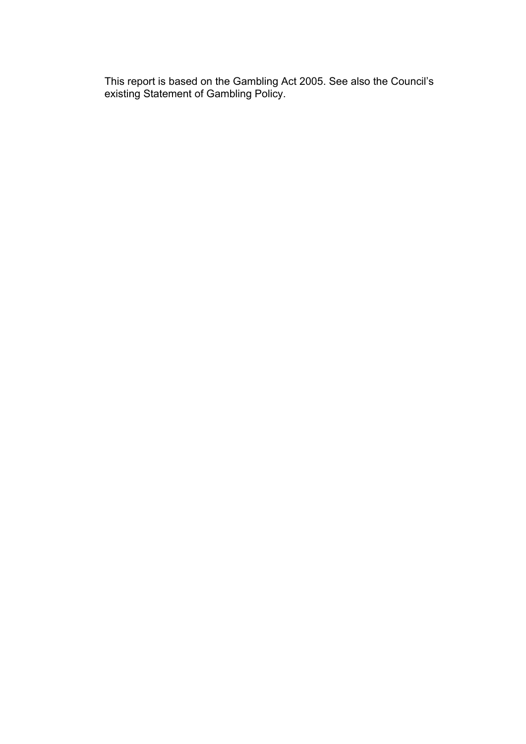This report is based on the Gambling Act 2005. See also the Council's existing Statement of Gambling Policy.